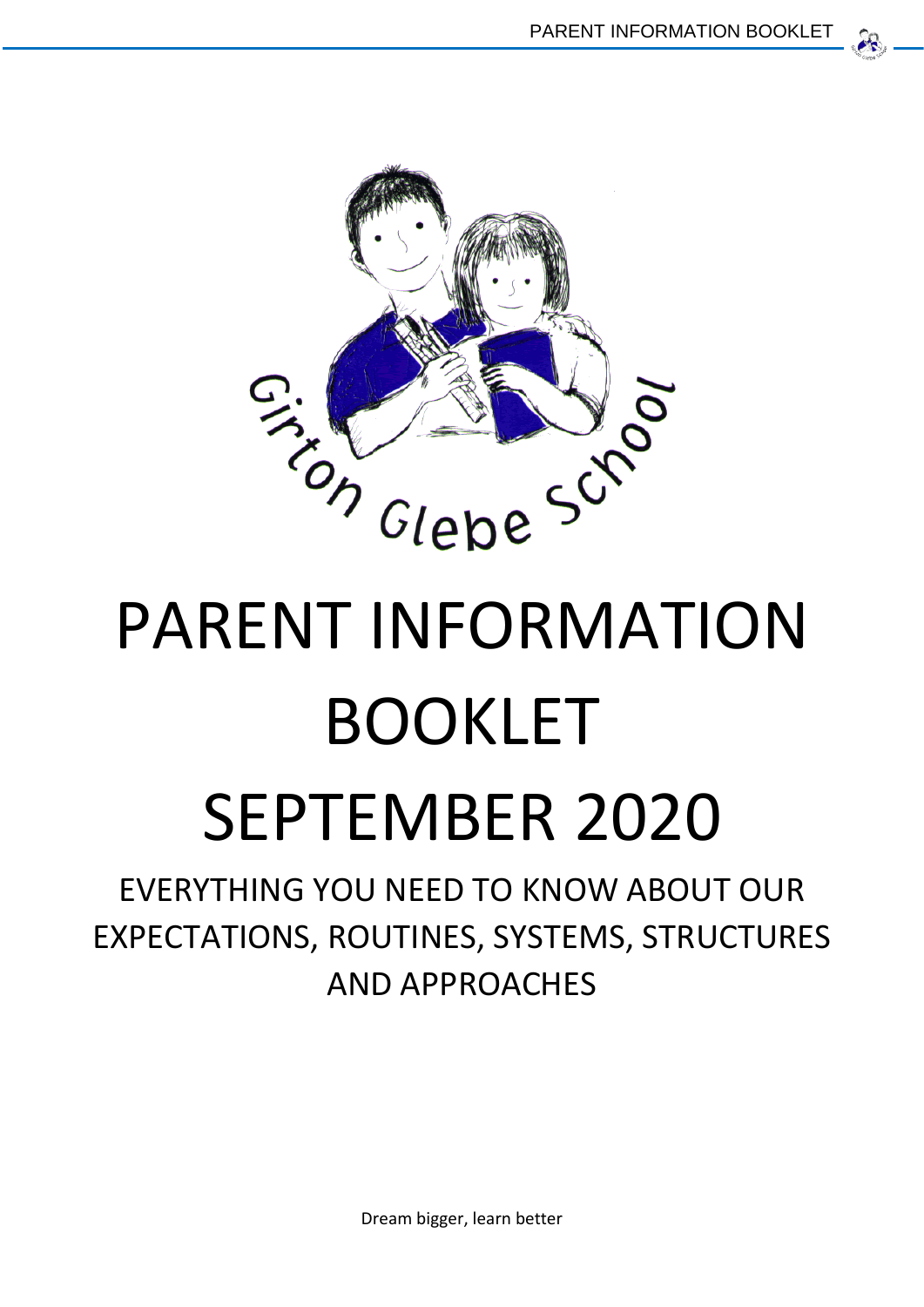Girton Glebe School

# PARENT INFORMATION BOOKLET

# SEPTEMBER 2020

## EVERYTHING YOU NEED TO KNOW ABOUT OUR EXPECTATIONS, ROUTINES, SYSTEMS, STRUCTURES AND APPROACHES

Dream bigger, learn better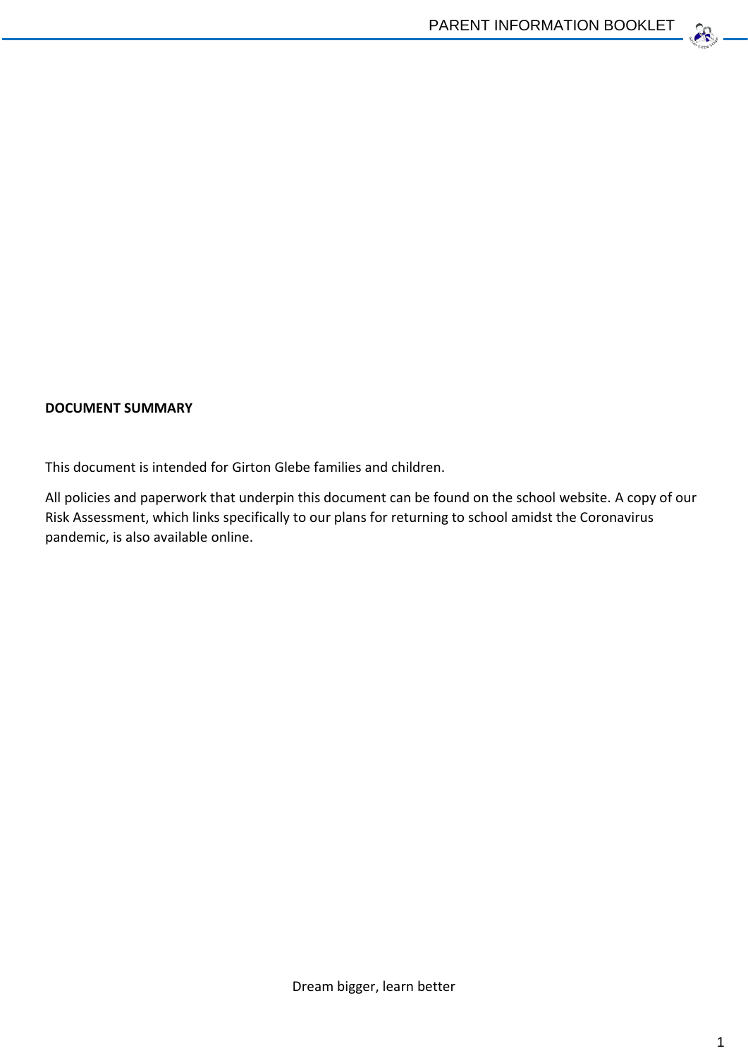**DOCUMENT SUMMARY**

This document is intended for Girton Glebe families and children.

All policies and paperwork that underpin this document can be found on the school website. A copy of our Risk Assessment, which links specifically to our plans for returning to school amidst the Coronavirus pandemic, is also available online.

Dream bigger, learn better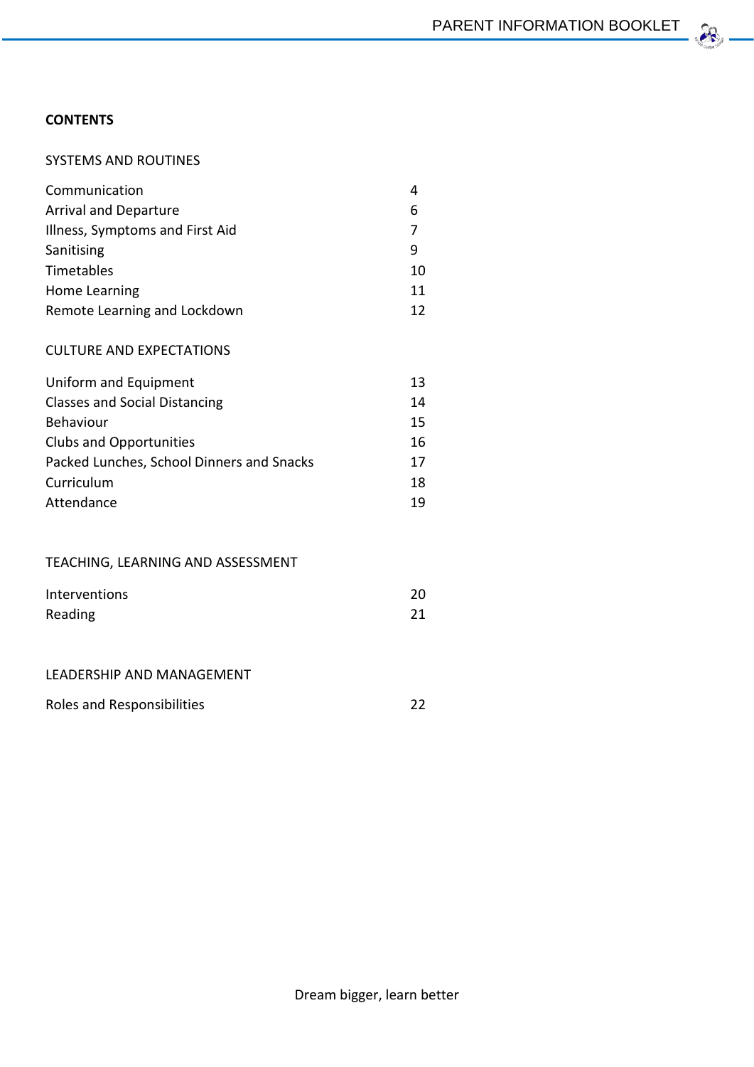**CONTENTS**

SYSTEMS AND ROUTINES

| | |
|---|---|
| Communication | 4 |
| Arrival and Departure | 6 |
| Illness, Symptoms and First Aid | 7 |
| Sanitising | 9 |
| Timetables | 10 |
| Home Learning | 11 |
| Remote Learning and Lockdown | 12 |

CULTURE AND EXPECTATIONS

| | |
|---|---|
| Uniform and Equipment | 13 |
| Classes and Social Distancing | 14 |
| Behaviour | 15 |
| Clubs and Opportunities | 16 |
| Packed Lunches, School Dinners and Snacks | 17 |
| Curriculum | 18 |
| Attendance | 19 |

TEACHING, LEARNING AND ASSESSMENT

| | |
|---|---|
| Interventions | 20 |
| Reading | 21 |

LEADERSHIP AND MANAGEMENT

| | |
|---|---|
| Roles and Responsibilities | 22 |

Dream bigger, learn better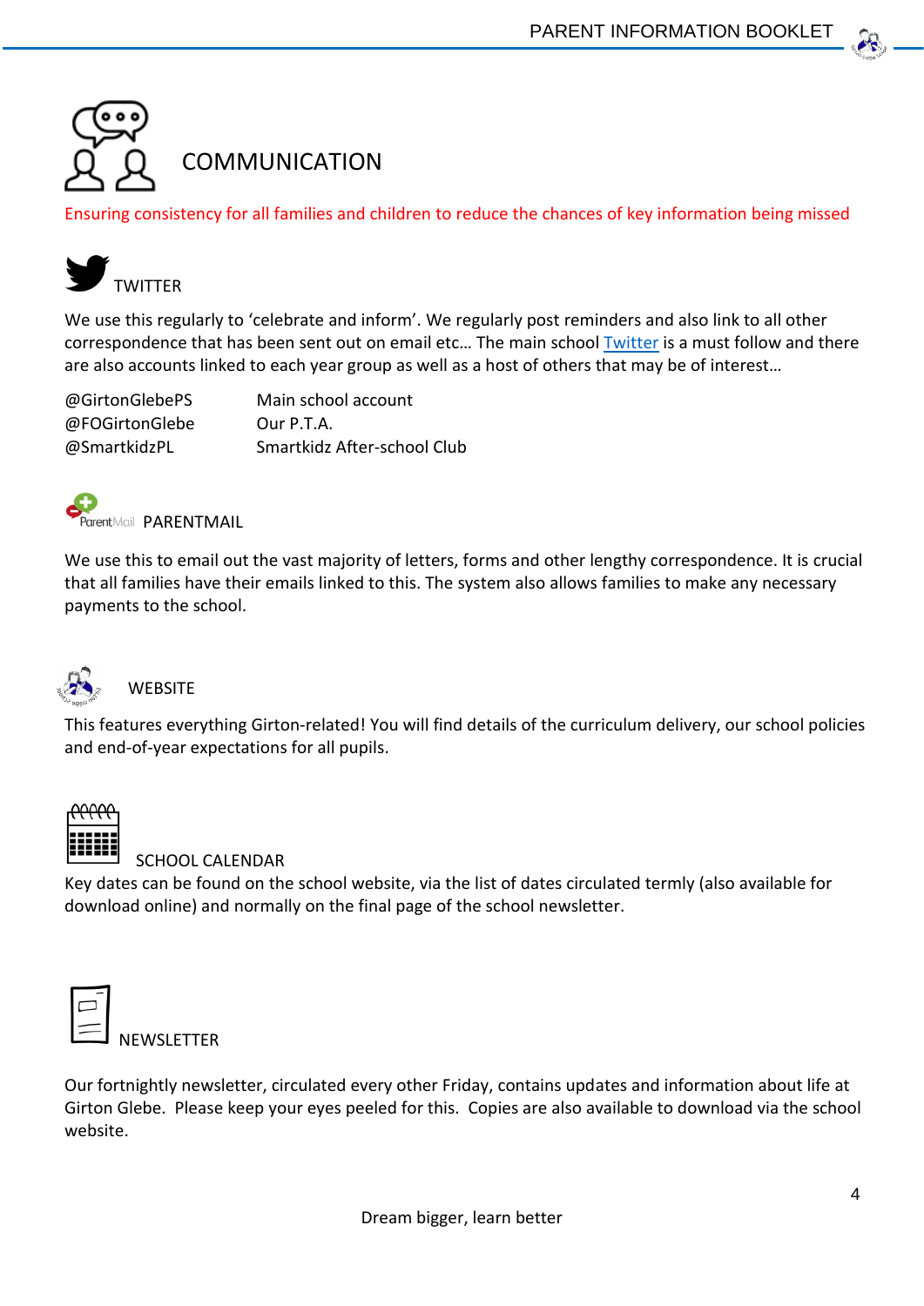# COMMUNICATION

Ensuring consistency for all families and children to reduce the chances of key information being missed

## TWITTER

We use this regularly to 'celebrate and inform'. We regularly post reminders and also link to all other correspondence that has been sent out on email etc… The main school Twitter is a must follow and there are also accounts linked to each year group as well as a host of others that may be of interest…

| | |
|---|---|
| @GirtonGlebePS | Main school account |
| @FOGirtonGlebe | Our P.T.A. |
| @SmartkidzPL | Smartkidz After-school Club |

## PARENTMAIL

We use this to email out the vast majority of letters, forms and other lengthy correspondence. It is crucial that all families have their emails linked to this. The system also allows families to make any necessary payments to the school.

## WEBSITE

This features everything Girton-related! You will find details of the curriculum delivery, our school policies and end-of-year expectations for all pupils.

## SCHOOL CALENDAR

Key dates can be found on the school website, via the list of dates circulated termly (also available for download online) and normally on the final page of the school newsletter.

## NEWSLETTER

Our fortnightly newsletter, circulated every other Friday, contains updates and information about life at Girton Glebe. Please keep your eyes peeled for this. Copies are also available to download via the school website.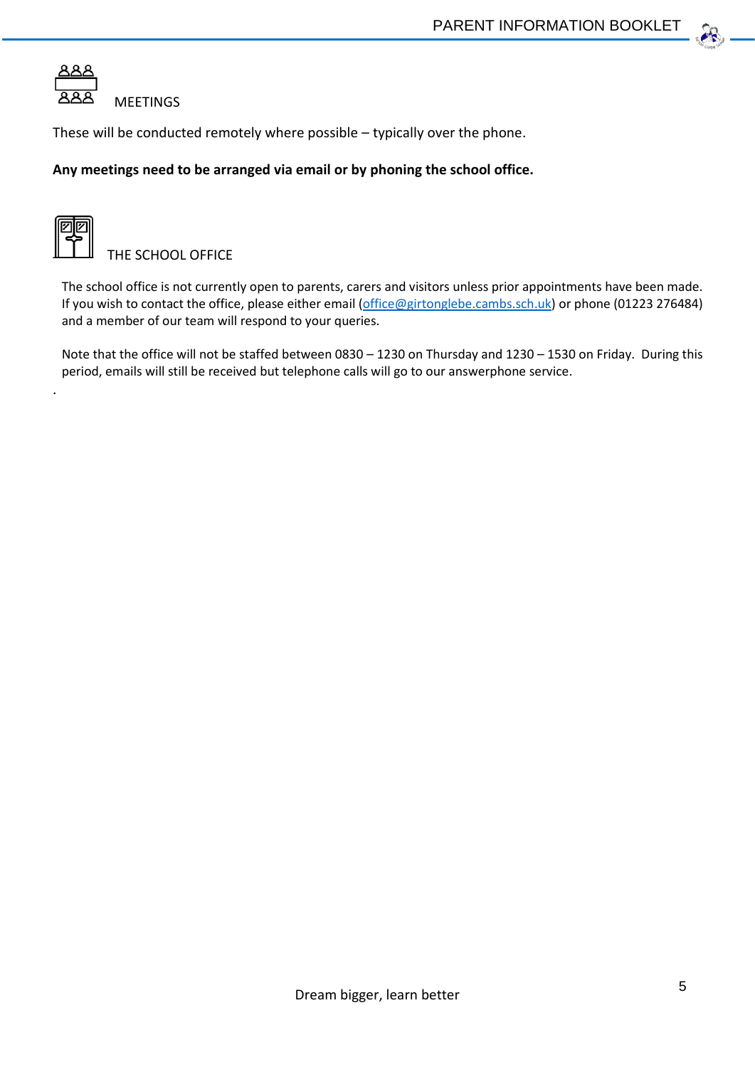## MEETINGS

These will be conducted remotely where possible – typically over the phone.

**Any meetings need to be arranged via email or by phoning the school office.**

## THE SCHOOL OFFICE

The school office is not currently open to parents, carers and visitors unless prior appointments have been made. If you wish to contact the office, please either email (office@girtonglebe.cambs.sch.uk) or phone (01223 276484) and a member of our team will respond to your queries.

Note that the office will not be staffed between 0830 – 1230 on Thursday and 1230 – 1530 on Friday. During this period, emails will still be received but telephone calls will go to our answerphone service.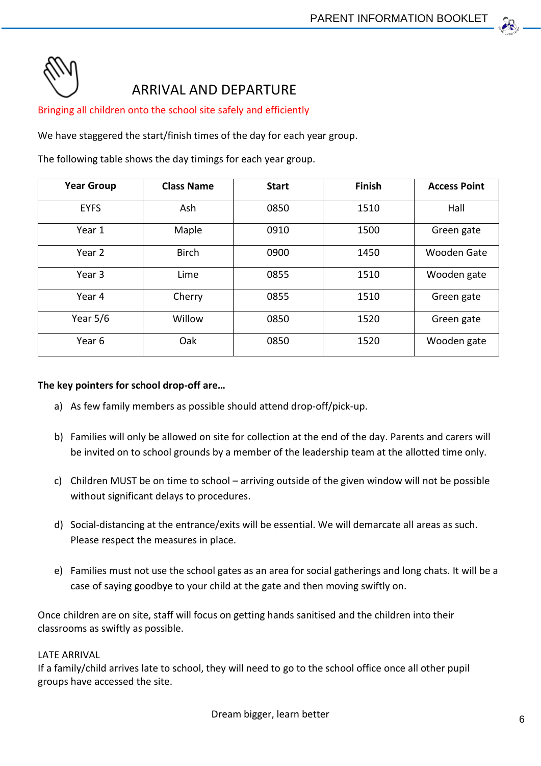# ARRIVAL AND DEPARTURE

Bringing all children onto the school site safely and efficiently

We have staggered the start/finish times of the day for each year group.

The following table shows the day timings for each year group.

| Year Group | Class Name | Start | Finish | Access Point |
|---|---|---|---|---|
| EYFS | Ash | 0850 | 1510 | Hall |
| Year 1 | Maple | 0910 | 1500 | Green gate |
| Year 2 | Birch | 0900 | 1450 | Wooden Gate |
| Year 3 | Lime | 0855 | 1510 | Wooden gate |
| Year 4 | Cherry | 0855 | 1510 | Green gate |
| Year 5/6 | Willow | 0850 | 1520 | Green gate |
| Year 6 | Oak | 0850 | 1520 | Wooden gate |

**The key pointers for school drop-off are…**

a) As few family members as possible should attend drop-off/pick-up.

b) Families will only be allowed on site for collection at the end of the day. Parents and carers will be invited on to school grounds by a member of the leadership team at the allotted time only.

c) Children MUST be on time to school – arriving outside of the given window will not be possible without significant delays to procedures.

d) Social-distancing at the entrance/exits will be essential. We will demarcate all areas as such. Please respect the measures in place.

e) Families must not use the school gates as an area for social gatherings and long chats. It will be a case of saying goodbye to your child at the gate and then moving swiftly on.

Once children are on site, staff will focus on getting hands sanitised and the children into their classrooms as swiftly as possible.

LATE ARRIVAL

If a family/child arrives late to school, they will need to go to the school office once all other pupil groups have accessed the site.

Dream bigger, learn better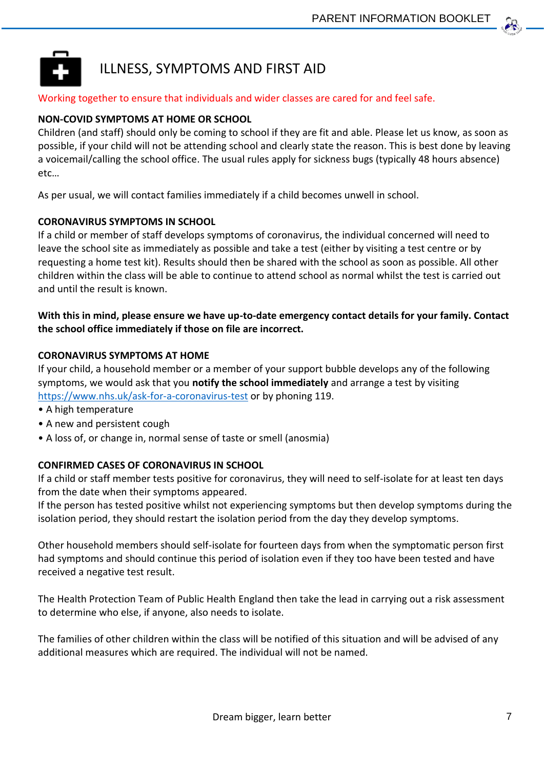# ILLNESS, SYMPTOMS AND FIRST AID

Working together to ensure that individuals and wider classes are cared for and feel safe.

## NON-COVID SYMPTOMS AT HOME OR SCHOOL

Children (and staff) should only be coming to school if they are fit and able. Please let us know, as soon as possible, if your child will not be attending school and clearly state the reason. This is best done by leaving a voicemail/calling the school office. The usual rules apply for sickness bugs (typically 48 hours absence) etc…

As per usual, we will contact families immediately if a child becomes unwell in school.

## CORONAVIRUS SYMPTOMS IN SCHOOL

If a child or member of staff develops symptoms of coronavirus, the individual concerned will need to leave the school site as immediately as possible and take a test (either by visiting a test centre or by requesting a home test kit). Results should then be shared with the school as soon as possible. All other children within the class will be able to continue to attend school as normal whilst the test is carried out and until the result is known.

**With this in mind, please ensure we have up-to-date emergency contact details for your family. Contact the school office immediately if those on file are incorrect.**

## CORONAVIRUS SYMPTOMS AT HOME

If your child, a household member or a member of your support bubble develops any of the following symptoms, we would ask that you **notify the school immediately** and arrange a test by visiting https://www.nhs.uk/ask-for-a-coronavirus-test or by phoning 119.

- A high temperature
- A new and persistent cough
- A loss of, or change in, normal sense of taste or smell (anosmia)

## CONFIRMED CASES OF CORONAVIRUS IN SCHOOL

If a child or staff member tests positive for coronavirus, they will need to self-isolate for at least ten days from the date when their symptoms appeared.
If the person has tested positive whilst not experiencing symptoms but then develop symptoms during the isolation period, they should restart the isolation period from the day they develop symptoms.

Other household members should self-isolate for fourteen days from when the symptomatic person first had symptoms and should continue this period of isolation even if they too have been tested and have received a negative test result.

The Health Protection Team of Public Health England then take the lead in carrying out a risk assessment to determine who else, if anyone, also needs to isolate.

The families of other children within the class will be notified of this situation and will be advised of any additional measures which are required. The individual will not be named.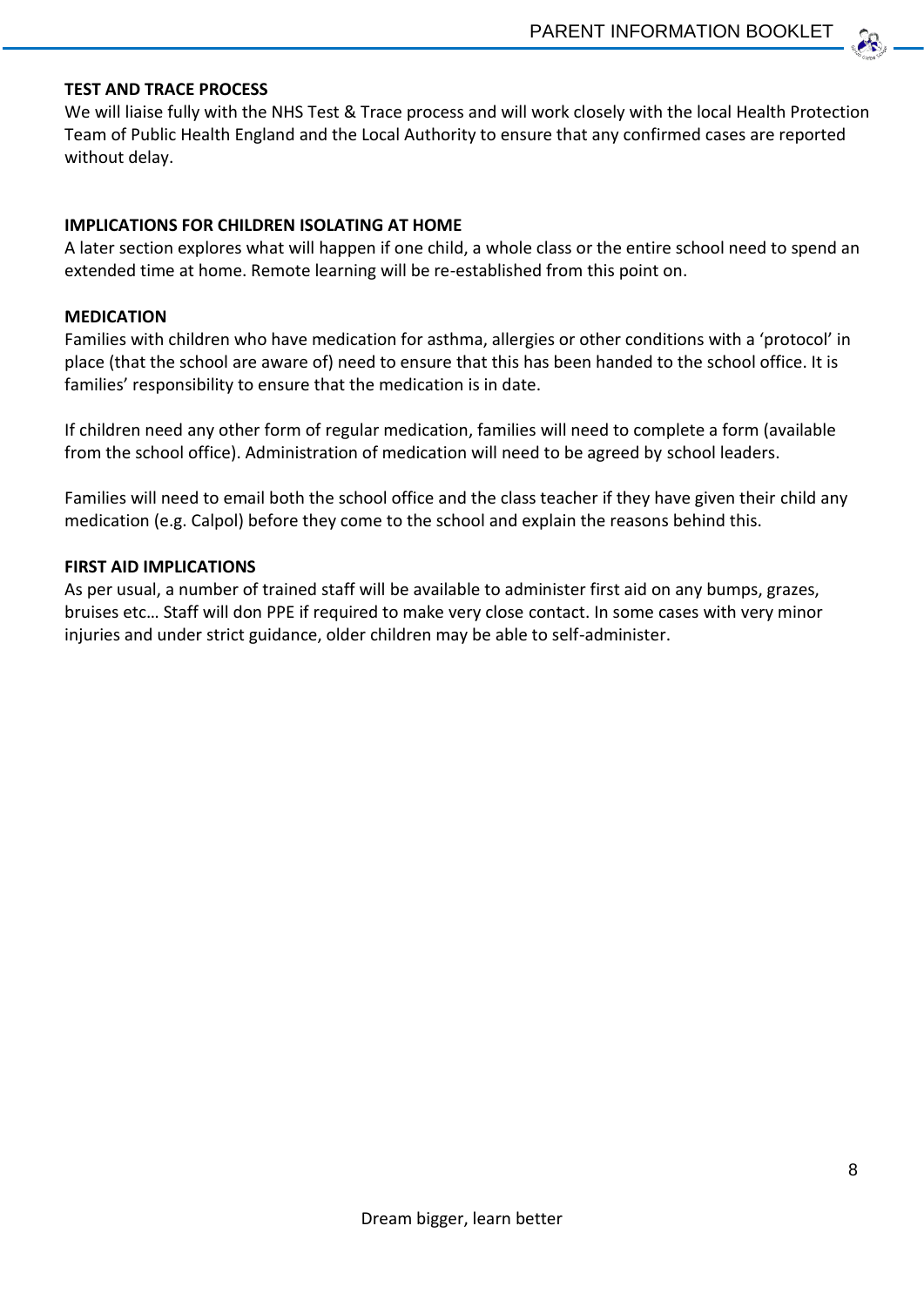**TEST AND TRACE PROCESS**

We will liaise fully with the NHS Test & Trace process and will work closely with the local Health Protection Team of Public Health England and the Local Authority to ensure that any confirmed cases are reported without delay.

**IMPLICATIONS FOR CHILDREN ISOLATING AT HOME**

A later section explores what will happen if one child, a whole class or the entire school need to spend an extended time at home. Remote learning will be re-established from this point on.

**MEDICATION**

Families with children who have medication for asthma, allergies or other conditions with a 'protocol' in place (that the school are aware of) need to ensure that this has been handed to the school office. It is families' responsibility to ensure that the medication is in date.

If children need any other form of regular medication, families will need to complete a form (available from the school office). Administration of medication will need to be agreed by school leaders.

Families will need to email both the school office and the class teacher if they have given their child any medication (e.g. Calpol) before they come to the school and explain the reasons behind this.

**FIRST AID IMPLICATIONS**

As per usual, a number of trained staff will be available to administer first aid on any bumps, grazes, bruises etc… Staff will don PPE if required to make very close contact. In some cases with very minor injuries and under strict guidance, older children may be able to self-administer.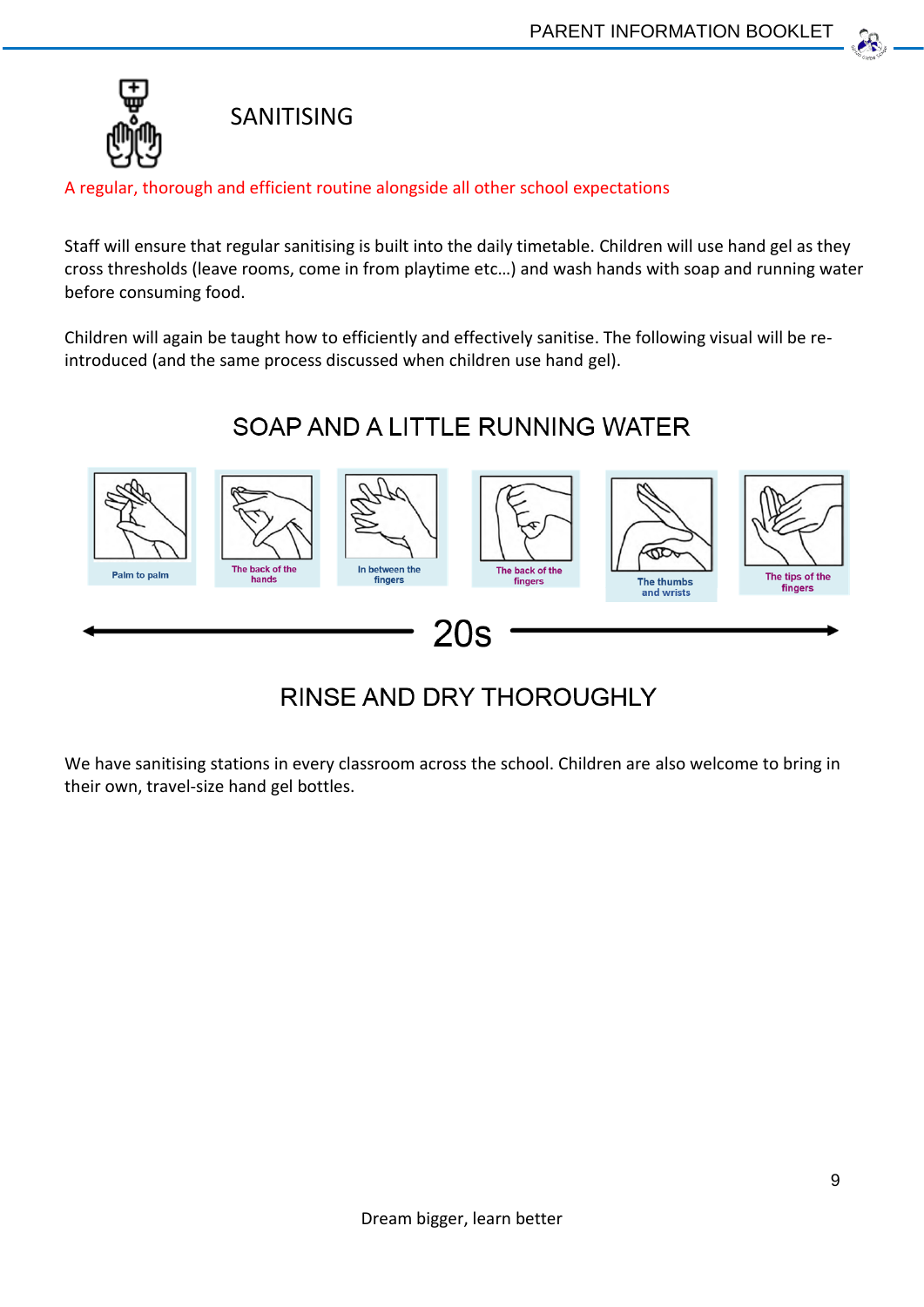# SANITISING

A regular, thorough and efficient routine alongside all other school expectations

Staff will ensure that regular sanitising is built into the daily timetable. Children will use hand gel as they cross thresholds (leave rooms, come in from playtime etc…) and wash hands with soap and running water before consuming food.

Children will again be taught how to efficiently and effectively sanitise. The following visual will be re-introduced (and the same process discussed when children use hand gel).

## SOAP AND A LITTLE RUNNING WATER

Palm to palm

The back of the hands

In between the fingers

The back of the fingers

The thumbs and wrists

The tips of the fingers

20s

## RINSE AND DRY THOROUGHLY

We have sanitising stations in every classroom across the school. Children are also welcome to bring in their own, travel-size hand gel bottles.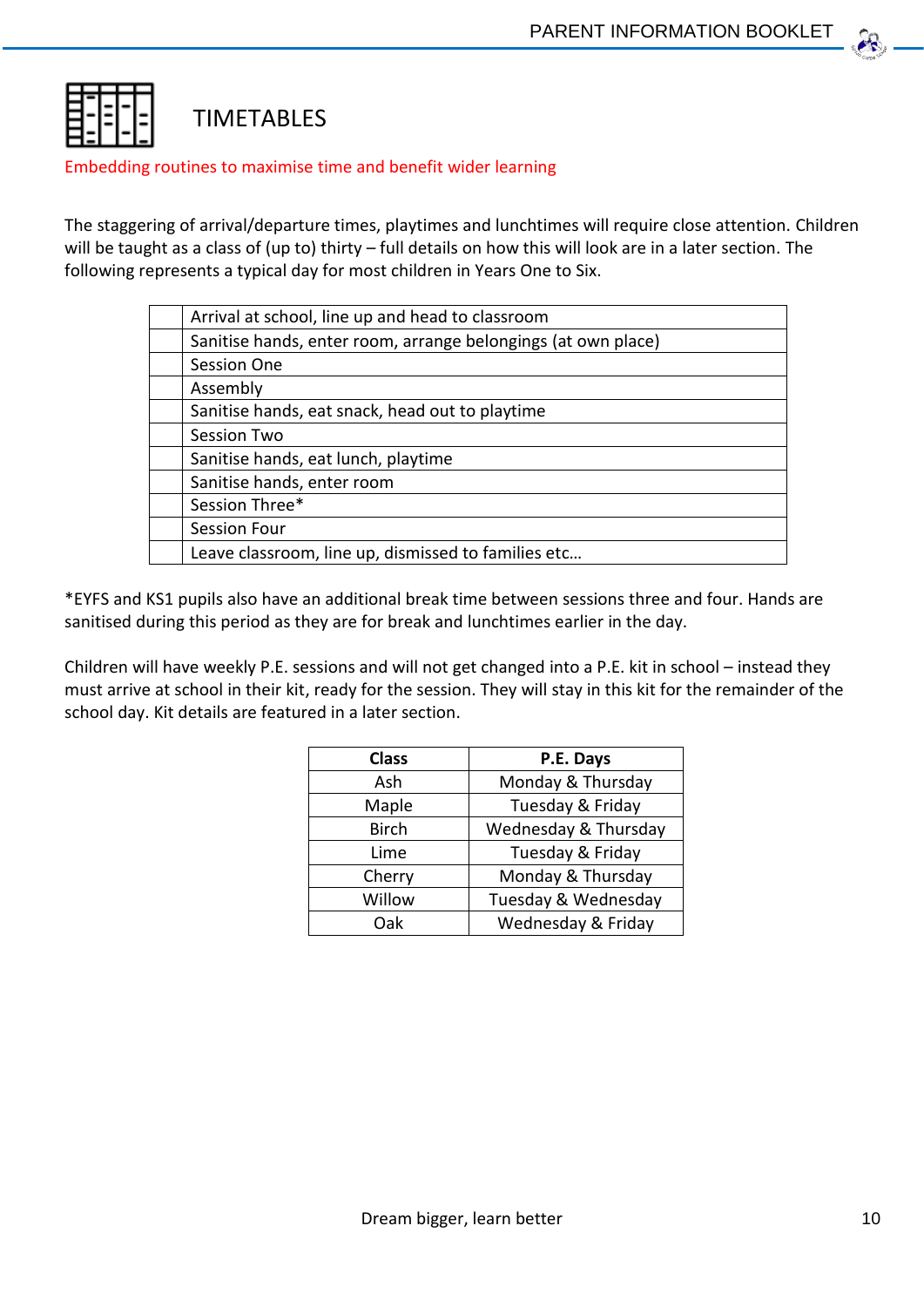# TIMETABLES

Embedding routines to maximise time and benefit wider learning

The staggering of arrival/departure times, playtimes and lunchtimes will require close attention. Children will be taught as a class of (up to) thirty – full details on how this will look are in a later section. The following represents a typical day for most children in Years One to Six.

| | |
|---|---|
| | Arrival at school, line up and head to classroom |
| | Sanitise hands, enter room, arrange belongings (at own place) |
| | Session One |
| | Assembly |
| | Sanitise hands, eat snack, head out to playtime |
| | Session Two |
| | Sanitise hands, eat lunch, playtime |
| | Sanitise hands, enter room |
| | Session Three* |
| | Session Four |
| | Leave classroom, line up, dismissed to families etc… |

*EYFS and KS1 pupils also have an additional break time between sessions three and four. Hands are sanitised during this period as they are for break and lunchtimes earlier in the day.

Children will have weekly P.E. sessions and will not get changed into a P.E. kit in school – instead they must arrive at school in their kit, ready for the session. They will stay in this kit for the remainder of the school day. Kit details are featured in a later section.

| Class | P.E. Days |
|---|---|
| Ash | Monday & Thursday |
| Maple | Tuesday & Friday |
| Birch | Wednesday & Thursday |
| Lime | Tuesday & Friday |
| Cherry | Monday & Thursday |
| Willow | Tuesday & Wednesday |
| Oak | Wednesday & Friday |

Dream bigger, learn better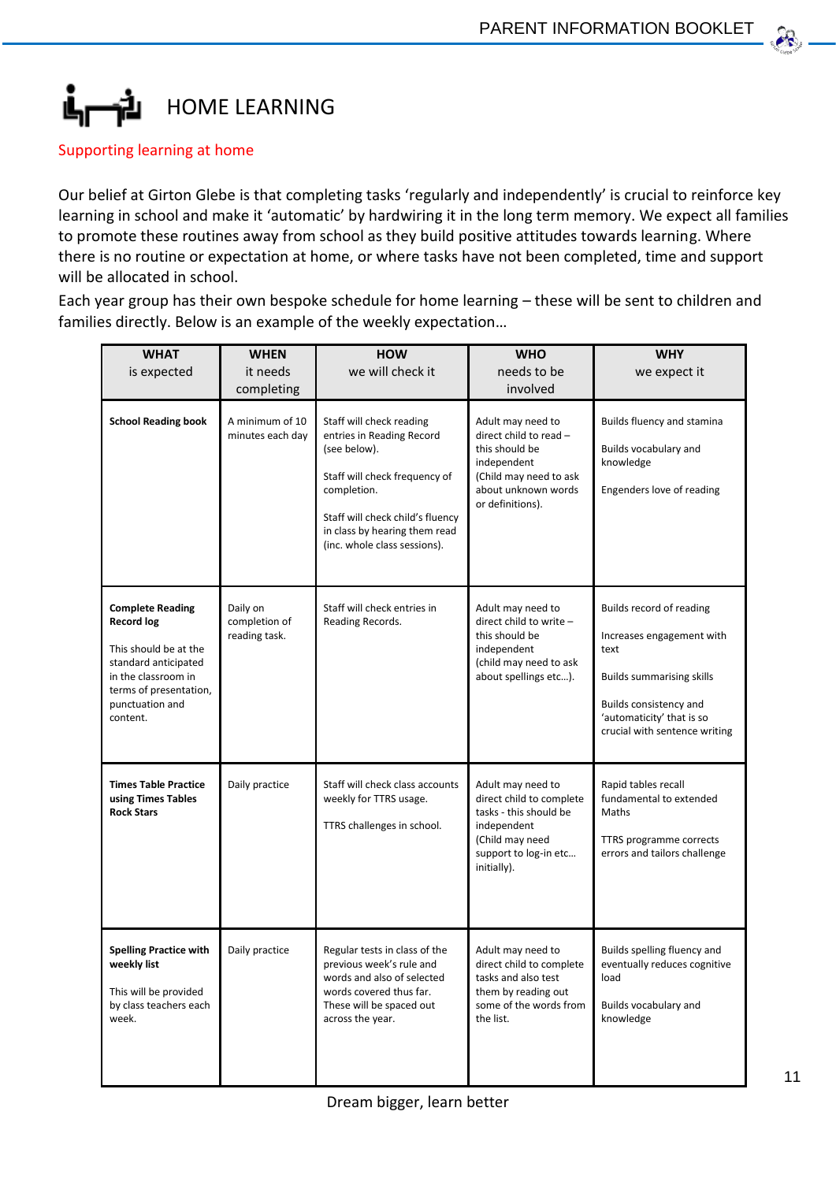# HOME LEARNING

## Supporting learning at home

Our belief at Girton Glebe is that completing tasks 'regularly and independently' is crucial to reinforce key learning in school and make it 'automatic' by hardwiring it in the long term memory. We expect all families to promote these routines away from school as they build positive attitudes towards learning. Where there is no routine or expectation at home, or where tasks have not been completed, time and support will be allocated in school.

Each year group has their own bespoke schedule for home learning – these will be sent to children and families directly. Below is an example of the weekly expectation…

| **WHAT** is expected | **WHEN** it needs completing | **HOW** we will check it | **WHO** needs to be involved | **WHY** we expect it |
|---|---|---|---|---|
| **School Reading book** | A minimum of 10 minutes each day | Staff will check reading entries in Reading Record (see below).<br><br>Staff will check frequency of completion.<br><br>Staff will check child's fluency in class by hearing them read (inc. whole class sessions). | Adult may need to direct child to read – this should be independent (Child may need to ask about unknown words or definitions). | Builds fluency and stamina<br><br>Builds vocabulary and knowledge<br><br>Engenders love of reading |
| **Complete Reading Record log**<br><br>This should be at the standard anticipated in the classroom in terms of presentation, punctuation and content. | Daily on completion of reading task. | Staff will check entries in Reading Records. | Adult may need to direct child to write – this should be independent (child may need to ask about spellings etc…). | Builds record of reading<br><br>Increases engagement with text<br><br>Builds summarising skills<br><br>Builds consistency and 'automaticity' that is so crucial with sentence writing |
| **Times Table Practice using Times Tables Rock Stars** | Daily practice | Staff will check class accounts weekly for TTRS usage.<br><br>TTRS challenges in school. | Adult may need to direct child to complete tasks - this should be independent (Child may need support to log-in etc… initially). | Rapid tables recall fundamental to extended Maths<br><br>TTRS programme corrects errors and tailors challenge |
| **Spelling Practice with weekly list**<br><br>This will be provided by class teachers each week. | Daily practice | Regular tests in class of the previous week's rule and words and also of selected words covered thus far. These will be spaced out across the year. | Adult may need to direct child to complete tasks and also test them by reading out some of the words from the list. | Builds spelling fluency and eventually reduces cognitive load<br><br>Builds vocabulary and knowledge |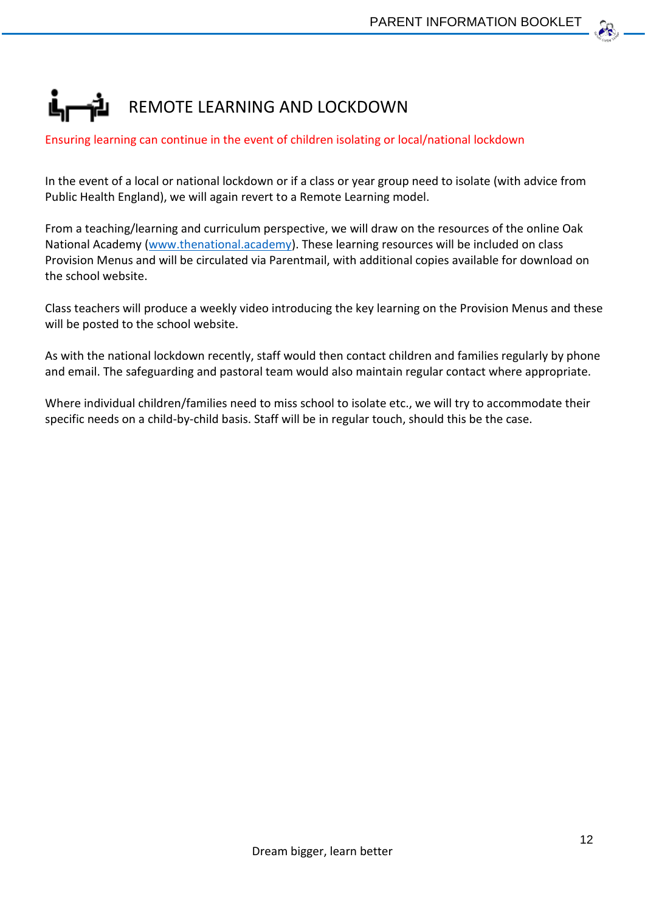# REMOTE LEARNING AND LOCKDOWN

Ensuring learning can continue in the event of children isolating or local/national lockdown

In the event of a local or national lockdown or if a class or year group need to isolate (with advice from Public Health England), we will again revert to a Remote Learning model.

From a teaching/learning and curriculum perspective, we will draw on the resources of the online Oak National Academy ([www.thenational.academy](http://www.thenational.academy)). These learning resources will be included on class Provision Menus and will be circulated via Parentmail, with additional copies available for download on the school website.

Class teachers will produce a weekly video introducing the key learning on the Provision Menus and these will be posted to the school website.

As with the national lockdown recently, staff would then contact children and families regularly by phone and email. The safeguarding and pastoral team would also maintain regular contact where appropriate.

Where individual children/families need to miss school to isolate etc., we will try to accommodate their specific needs on a child-by-child basis. Staff will be in regular touch, should this be the case.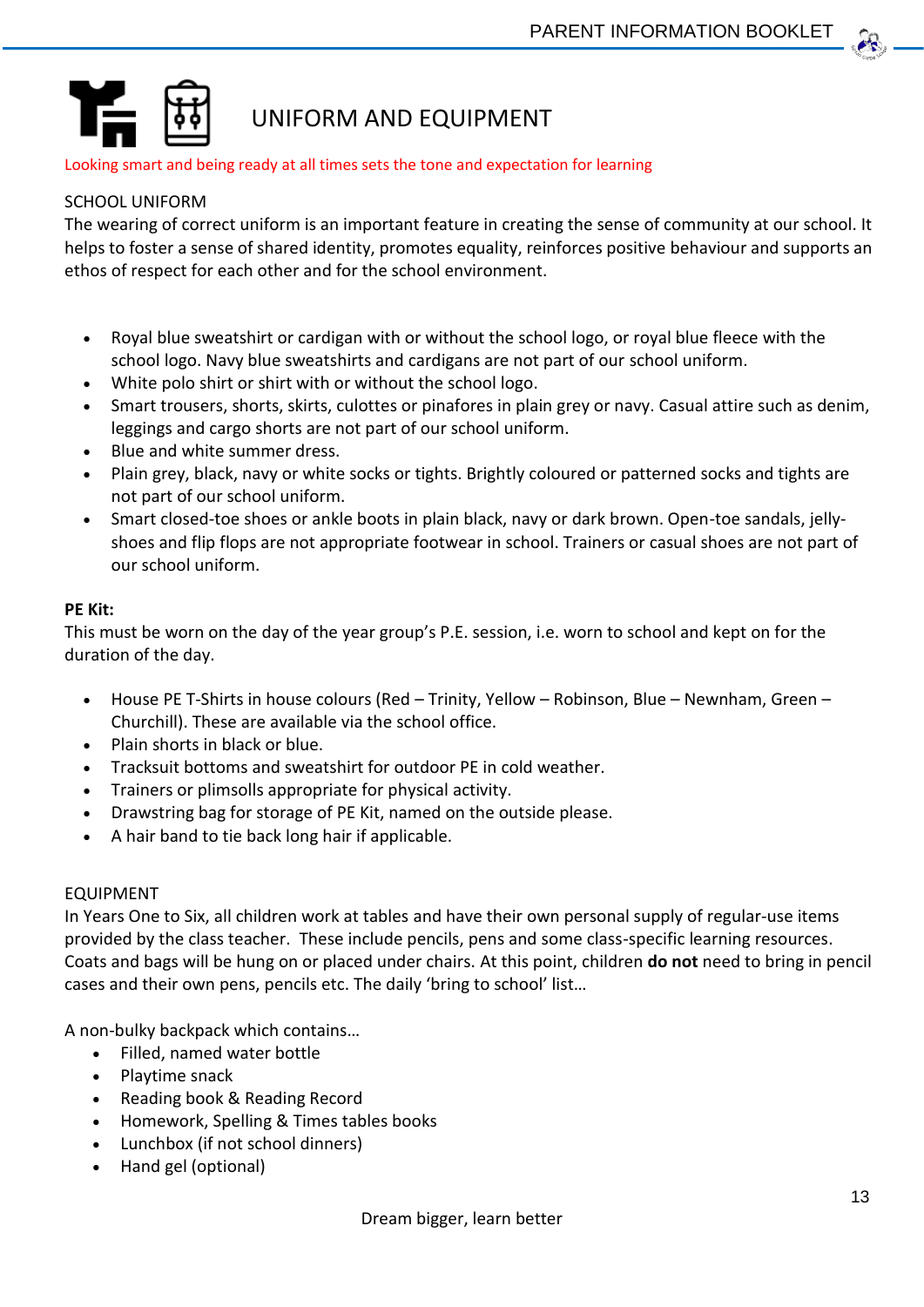# UNIFORM AND EQUIPMENT

Looking smart and being ready at all times sets the tone and expectation for learning

## SCHOOL UNIFORM

The wearing of correct uniform is an important feature in creating the sense of community at our school. It helps to foster a sense of shared identity, promotes equality, reinforces positive behaviour and supports an ethos of respect for each other and for the school environment.

- Royal blue sweatshirt or cardigan with or without the school logo, or royal blue fleece with the school logo. Navy blue sweatshirts and cardigans are not part of our school uniform.
- White polo shirt or shirt with or without the school logo.
- Smart trousers, shorts, skirts, culottes or pinafores in plain grey or navy. Casual attire such as denim, leggings and cargo shorts are not part of our school uniform.
- Blue and white summer dress.
- Plain grey, black, navy or white socks or tights. Brightly coloured or patterned socks and tights are not part of our school uniform.
- Smart closed-toe shoes or ankle boots in plain black, navy or dark brown. Open-toe sandals, jelly-shoes and flip flops are not appropriate footwear in school. Trainers or casual shoes are not part of our school uniform.

**PE Kit:**

This must be worn on the day of the year group's P.E. session, i.e. worn to school and kept on for the duration of the day.

- House PE T-Shirts in house colours (Red – Trinity, Yellow – Robinson, Blue – Newnham, Green – Churchill). These are available via the school office.
- Plain shorts in black or blue.
- Tracksuit bottoms and sweatshirt for outdoor PE in cold weather.
- Trainers or plimsolls appropriate for physical activity.
- Drawstring bag for storage of PE Kit, named on the outside please.
- A hair band to tie back long hair if applicable.

## EQUIPMENT

In Years One to Six, all children work at tables and have their own personal supply of regular-use items provided by the class teacher. These include pencils, pens and some class-specific learning resources. Coats and bags will be hung on or placed under chairs. At this point, children **do not** need to bring in pencil cases and their own pens, pencils etc. The daily 'bring to school' list…

A non-bulky backpack which contains…

- Filled, named water bottle
- Playtime snack
- Reading book & Reading Record
- Homework, Spelling & Times tables books
- Lunchbox (if not school dinners)
- Hand gel (optional)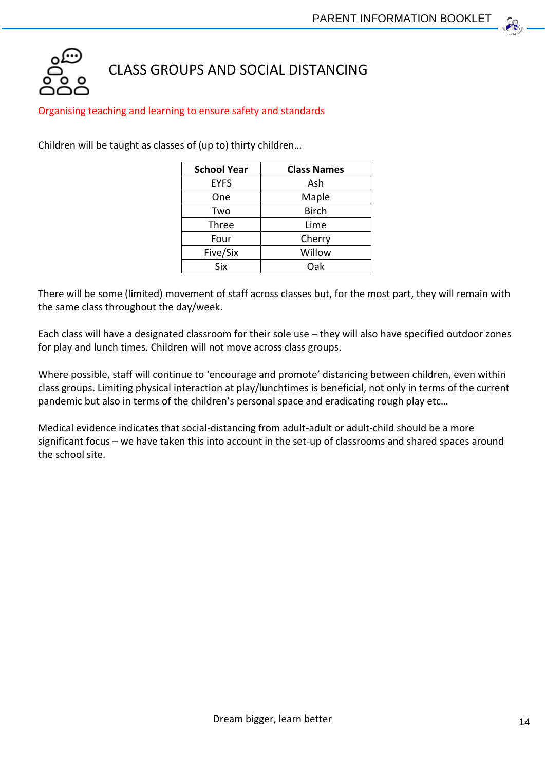# CLASS GROUPS AND SOCIAL DISTANCING

Organising teaching and learning to ensure safety and standards

Children will be taught as classes of (up to) thirty children…

| School Year | Class Names |
|---|---|
| EYFS | Ash |
| One | Maple |
| Two | Birch |
| Three | Lime |
| Four | Cherry |
| Five/Six | Willow |
| Six | Oak |

There will be some (limited) movement of staff across classes but, for the most part, they will remain with the same class throughout the day/week.

Each class will have a designated classroom for their sole use – they will also have specified outdoor zones for play and lunch times. Children will not move across class groups.

Where possible, staff will continue to 'encourage and promote' distancing between children, even within class groups. Limiting physical interaction at play/lunchtimes is beneficial, not only in terms of the current pandemic but also in terms of the children's personal space and eradicating rough play etc…

Medical evidence indicates that social-distancing from adult-adult or adult-child should be a more significant focus – we have taken this into account in the set-up of classrooms and shared spaces around the school site.

Dream bigger, learn better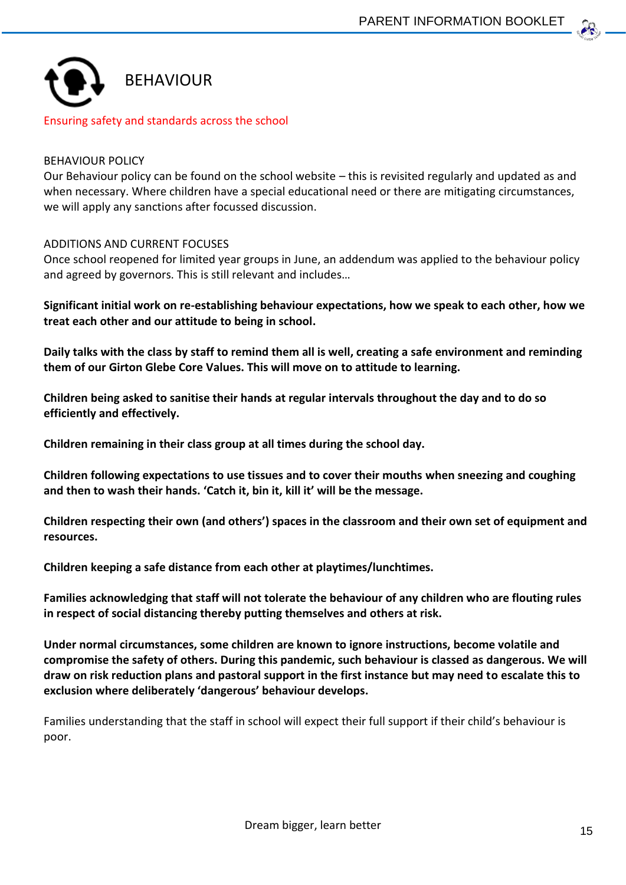# BEHAVIOUR

Ensuring safety and standards across the school

## BEHAVIOUR POLICY

Our Behaviour policy can be found on the school website – this is revisited regularly and updated as and when necessary. Where children have a special educational need or there are mitigating circumstances, we will apply any sanctions after focussed discussion.

## ADDITIONS AND CURRENT FOCUSES

Once school reopened for limited year groups in June, an addendum was applied to the behaviour policy and agreed by governors. This is still relevant and includes…

**Significant initial work on re-establishing behaviour expectations, how we speak to each other, how we treat each other and our attitude to being in school.**

**Daily talks with the class by staff to remind them all is well, creating a safe environment and reminding them of our Girton Glebe Core Values. This will move on to attitude to learning.**

**Children being asked to sanitise their hands at regular intervals throughout the day and to do so efficiently and effectively.**

**Children remaining in their class group at all times during the school day.**

**Children following expectations to use tissues and to cover their mouths when sneezing and coughing and then to wash their hands. 'Catch it, bin it, kill it' will be the message.**

**Children respecting their own (and others') spaces in the classroom and their own set of equipment and resources.**

**Children keeping a safe distance from each other at playtimes/lunchtimes.**

**Families acknowledging that staff will not tolerate the behaviour of any children who are flouting rules in respect of social distancing thereby putting themselves and others at risk.**

**Under normal circumstances, some children are known to ignore instructions, become volatile and compromise the safety of others. During this pandemic, such behaviour is classed as dangerous. We will draw on risk reduction plans and pastoral support in the first instance but may need to escalate this to exclusion where deliberately 'dangerous' behaviour develops.**

Families understanding that the staff in school will expect their full support if their child's behaviour is poor.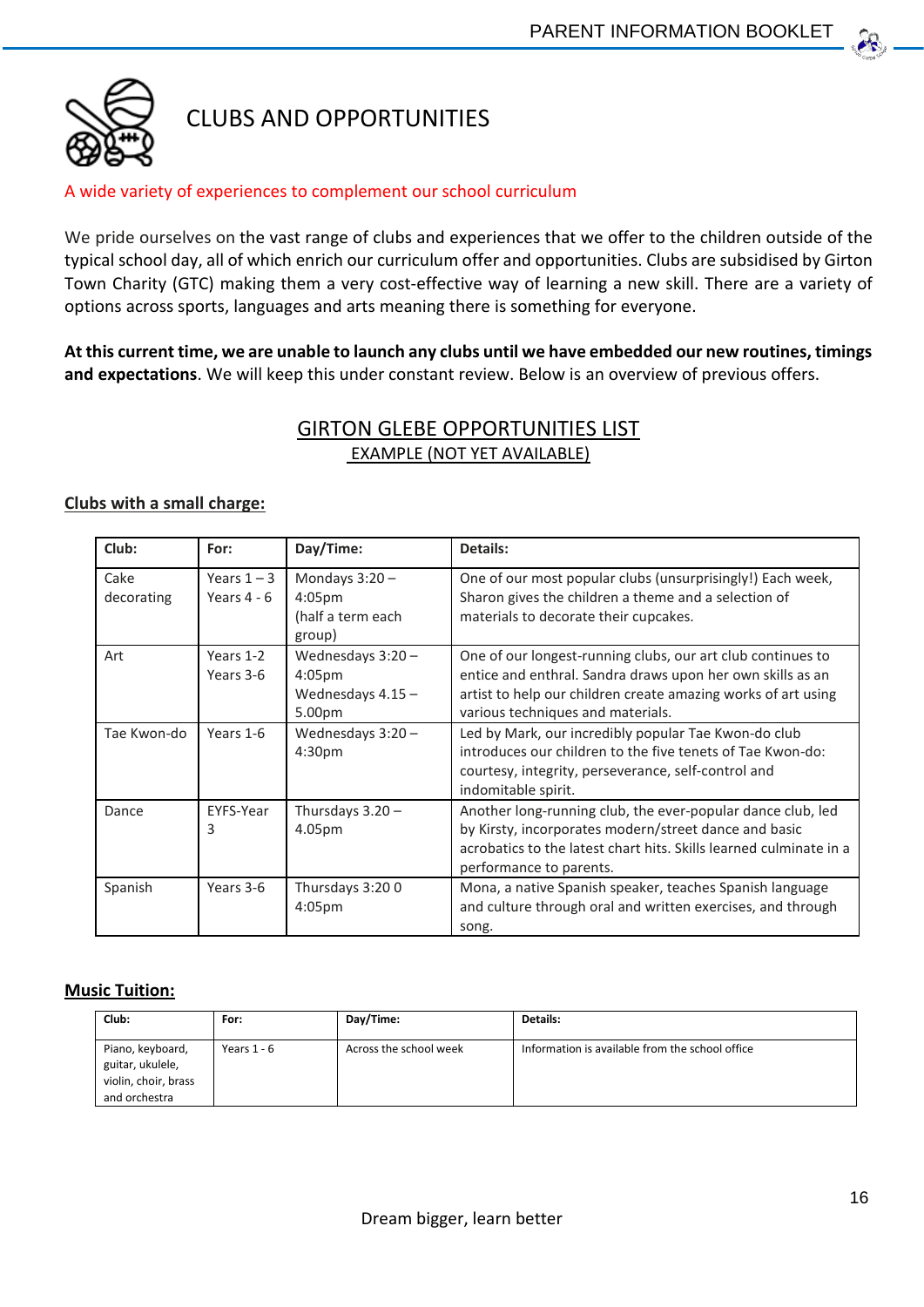# CLUBS AND OPPORTUNITIES

A wide variety of experiences to complement our school curriculum

We pride ourselves on the vast range of clubs and experiences that we offer to the children outside of the typical school day, all of which enrich our curriculum offer and opportunities. Clubs are subsidised by Girton Town Charity (GTC) making them a very cost-effective way of learning a new skill. There are a variety of options across sports, languages and arts meaning there is something for everyone.

**At this current time, we are unable to launch any clubs until we have embedded our new routines, timings and expectations**. We will keep this under constant review. Below is an overview of previous offers.

## GIRTON GLEBE OPPORTUNITIES LIST

### EXAMPLE (NOT YET AVAILABLE)

**Clubs with a small charge:**

| Club: | For: | Day/Time: | Details: |
|---|---|---|---|
| Cake decorating | Years 1 – 3<br>Years 4 - 6 | Mondays 3:20 – 4:05pm<br>(half a term each group) | One of our most popular clubs (unsurprisingly!) Each week, Sharon gives the children a theme and a selection of materials to decorate their cupcakes. |
| Art | Years 1-2<br>Years 3-6 | Wednesdays 3:20 – 4:05pm<br>Wednesdays 4.15 – 5.00pm | One of our longest-running clubs, our art club continues to entice and enthral. Sandra draws upon her own skills as an artist to help our children create amazing works of art using various techniques and materials. |
| Tae Kwon-do | Years 1-6 | Wednesdays 3:20 – 4:30pm | Led by Mark, our incredibly popular Tae Kwon-do club introduces our children to the five tenets of Tae Kwon-do: courtesy, integrity, perseverance, self-control and indomitable spirit. |
| Dance | EYFS-Year 3 | Thursdays 3.20 – 4.05pm | Another long-running club, the ever-popular dance club, led by Kirsty, incorporates modern/street dance and basic acrobatics to the latest chart hits. Skills learned culminate in a performance to parents. |
| Spanish | Years 3-6 | Thursdays 3:20 0 4:05pm | Mona, a native Spanish speaker, teaches Spanish language and culture through oral and written exercises, and through song. |

**Music Tuition:**

| Club: | For: | Day/Time: | Details: |
|---|---|---|---|
| Piano, keyboard, guitar, ukulele, violin, choir, brass and orchestra | Years 1 - 6 | Across the school week | Information is available from the school office |

Dream bigger, learn better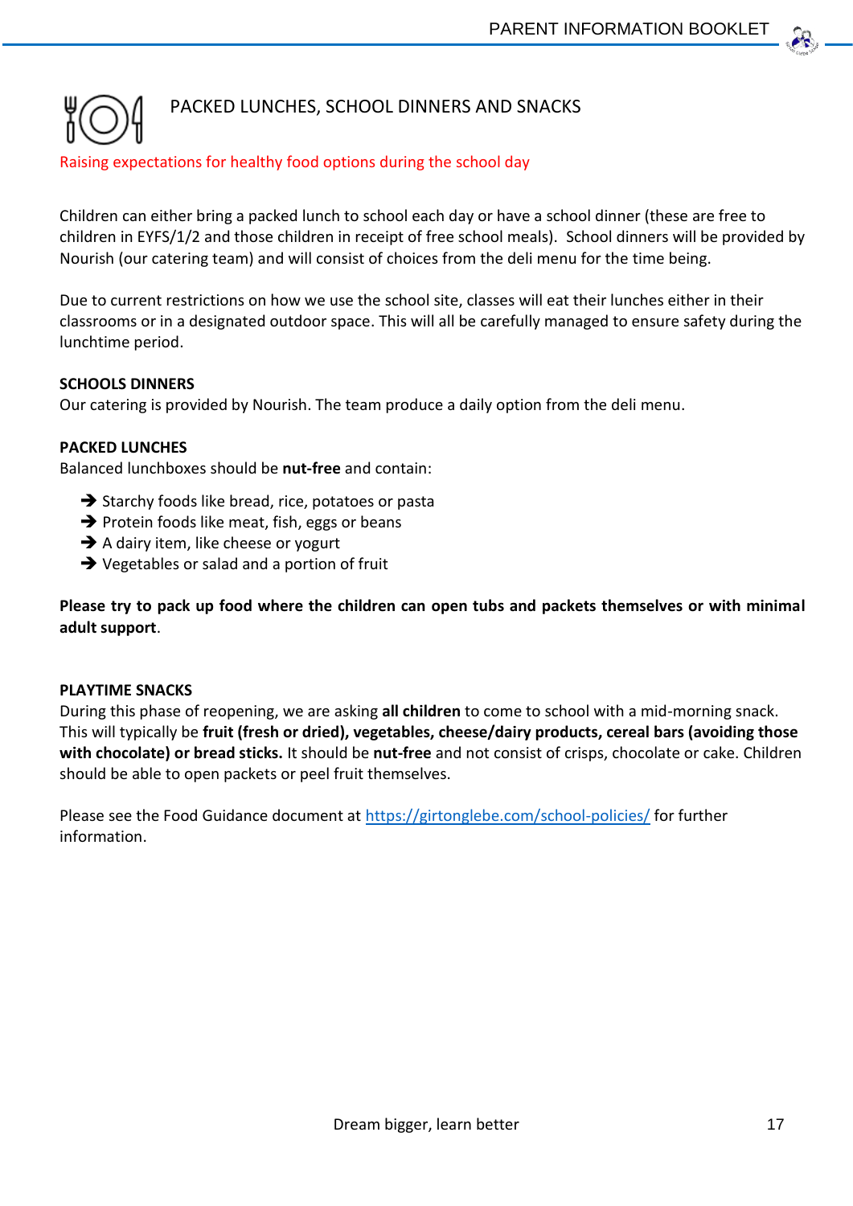## PACKED LUNCHES, SCHOOL DINNERS AND SNACKS

Raising expectations for healthy food options during the school day

Children can either bring a packed lunch to school each day or have a school dinner (these are free to children in EYFS/1/2 and those children in receipt of free school meals). School dinners will be provided by Nourish (our catering team) and will consist of choices from the deli menu for the time being.

Due to current restrictions on how we use the school site, classes will eat their lunches either in their classrooms or in a designated outdoor space. This will all be carefully managed to ensure safety during the lunchtime period.

### SCHOOLS DINNERS

Our catering is provided by Nourish. The team produce a daily option from the deli menu.

### PACKED LUNCHES

Balanced lunchboxes should be **nut-free** and contain:

- Starchy foods like bread, rice, potatoes or pasta
- Protein foods like meat, fish, eggs or beans
- A dairy item, like cheese or yogurt
- Vegetables or salad and a portion of fruit

**Please try to pack up food where the children can open tubs and packets themselves or with minimal adult support**.

### PLAYTIME SNACKS

During this phase of reopening, we are asking **all children** to come to school with a mid-morning snack. This will typically be **fruit (fresh or dried), vegetables, cheese/dairy products, cereal bars (avoiding those with chocolate) or bread sticks.** It should be **nut-free** and not consist of crisps, chocolate or cake. Children should be able to open packets or peel fruit themselves.

Please see the Food Guidance document at [https://girtonglebe.com/school-policies/](https://girtonglebe.com/school-policies/) for further information.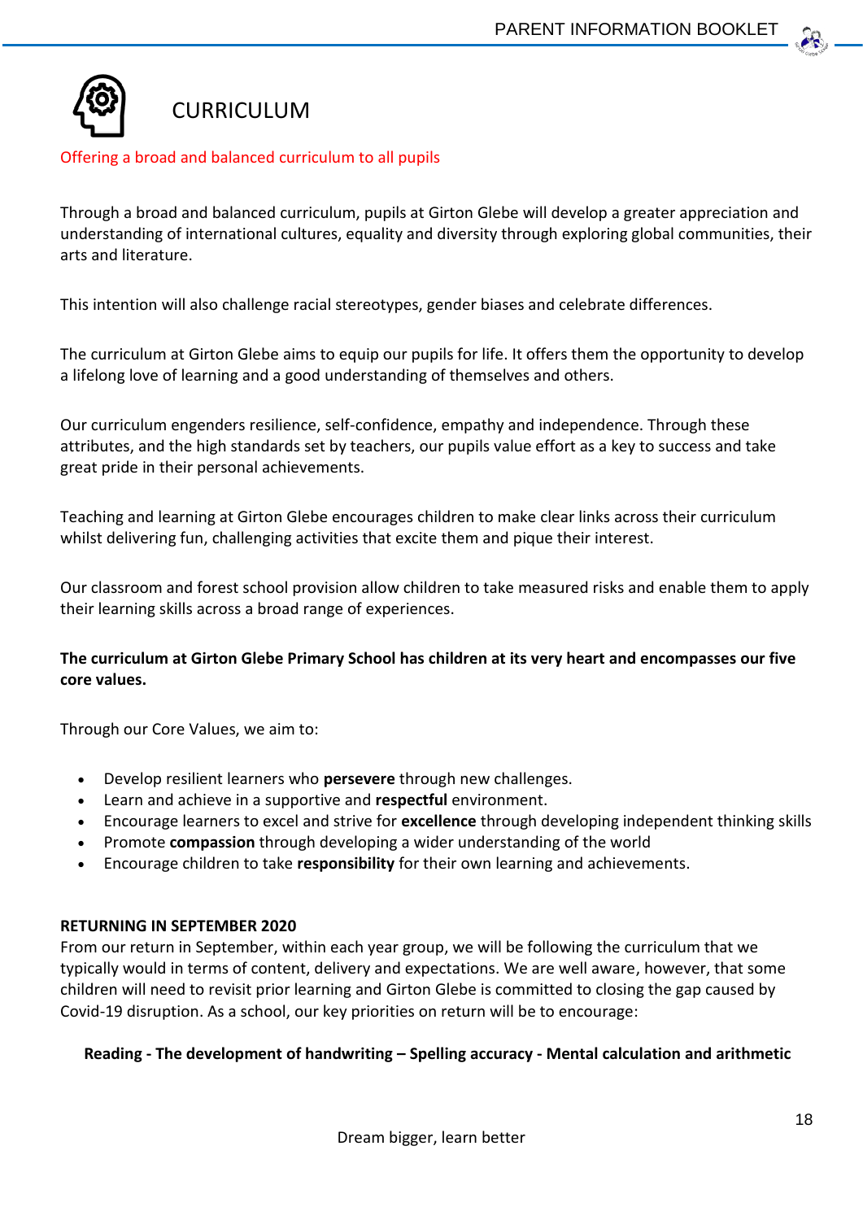## CURRICULUM

Offering a broad and balanced curriculum to all pupils

Through a broad and balanced curriculum, pupils at Girton Glebe will develop a greater appreciation and understanding of international cultures, equality and diversity through exploring global communities, their arts and literature.

This intention will also challenge racial stereotypes, gender biases and celebrate differences.

The curriculum at Girton Glebe aims to equip our pupils for life. It offers them the opportunity to develop a lifelong love of learning and a good understanding of themselves and others.

Our curriculum engenders resilience, self-confidence, empathy and independence. Through these attributes, and the high standards set by teachers, our pupils value effort as a key to success and take great pride in their personal achievements.

Teaching and learning at Girton Glebe encourages children to make clear links across their curriculum whilst delivering fun, challenging activities that excite them and pique their interest.

Our classroom and forest school provision allow children to take measured risks and enable them to apply their learning skills across a broad range of experiences.

**The curriculum at Girton Glebe Primary School has children at its very heart and encompasses our five core values.**

Through our Core Values, we aim to:

- Develop resilient learners who **persevere** through new challenges.
- Learn and achieve in a supportive and **respectful** environment.
- Encourage learners to excel and strive for **excellence** through developing independent thinking skills
- Promote **compassion** through developing a wider understanding of the world
- Encourage children to take **responsibility** for their own learning and achievements.

**RETURNING IN SEPTEMBER 2020**

From our return in September, within each year group, we will be following the curriculum that we typically would in terms of content, delivery and expectations. We are well aware, however, that some children will need to revisit prior learning and Girton Glebe is committed to closing the gap caused by Covid-19 disruption. As a school, our key priorities on return will be to encourage:

**Reading - The development of handwriting – Spelling accuracy - Mental calculation and arithmetic**

Dream bigger, learn better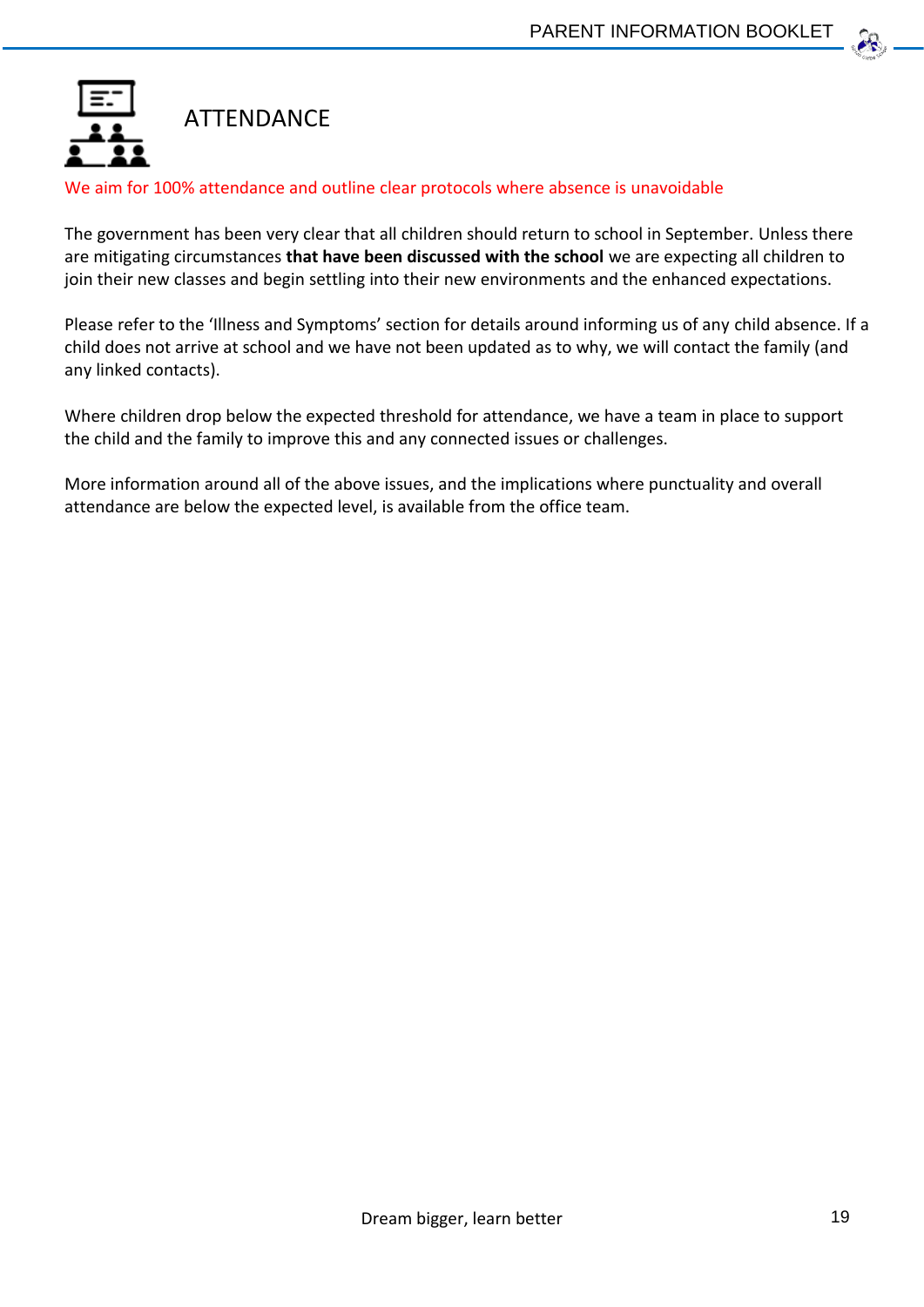# ATTENDANCE

We aim for 100% attendance and outline clear protocols where absence is unavoidable

The government has been very clear that all children should return to school in September. Unless there are mitigating circumstances **that have been discussed with the school** we are expecting all children to join their new classes and begin settling into their new environments and the enhanced expectations.

Please refer to the 'Illness and Symptoms' section for details around informing us of any child absence. If a child does not arrive at school and we have not been updated as to why, we will contact the family (and any linked contacts).

Where children drop below the expected threshold for attendance, we have a team in place to support the child and the family to improve this and any connected issues or challenges.

More information around all of the above issues, and the implications where punctuality and overall attendance are below the expected level, is available from the office team.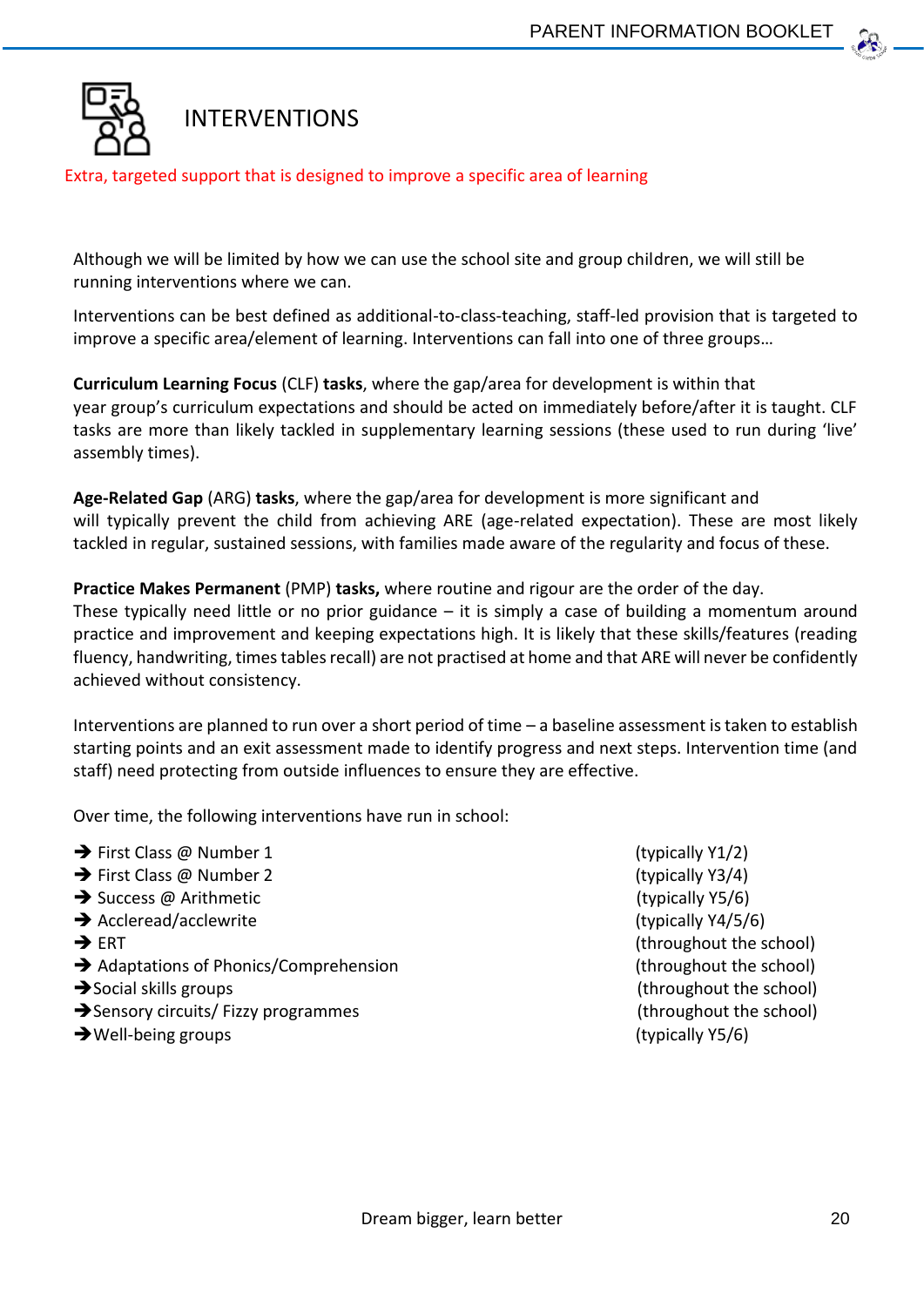# INTERVENTIONS

Extra, targeted support that is designed to improve a specific area of learning

Although we will be limited by how we can use the school site and group children, we will still be running interventions where we can.

Interventions can be best defined as additional-to-class-teaching, staff-led provision that is targeted to improve a specific area/element of learning. Interventions can fall into one of three groups…

**Curriculum Learning Focus** (CLF) **tasks**, where the gap/area for development is within that year group's curriculum expectations and should be acted on immediately before/after it is taught. CLF tasks are more than likely tackled in supplementary learning sessions (these used to run during 'live' assembly times).

**Age-Related Gap** (ARG) **tasks**, where the gap/area for development is more significant and will typically prevent the child from achieving ARE (age-related expectation). These are most likely tackled in regular, sustained sessions, with families made aware of the regularity and focus of these.

**Practice Makes Permanent** (PMP) **tasks,** where routine and rigour are the order of the day. These typically need little or no prior guidance – it is simply a case of building a momentum around practice and improvement and keeping expectations high. It is likely that these skills/features (reading fluency, handwriting, times tables recall) are not practised at home and that ARE will never be confidently achieved without consistency.

Interventions are planned to run over a short period of time – a baseline assessment is taken to establish starting points and an exit assessment made to identify progress and next steps. Intervention time (and staff) need protecting from outside influences to ensure they are effective.

Over time, the following interventions have run in school:

- ➔ First Class @ Number 1 (typically Y1/2)
- ➔ First Class @ Number 2 (typically Y3/4)
- ➔ Success @ Arithmetic (typically Y5/6)
- ➔ Accleread/acclewrite (typically Y4/5/6)
- ➔ ERT (throughout the school)
- ➔ Adaptations of Phonics/Comprehension (throughout the school)
- ➔ Social skills groups (throughout the school)
- ➔ Sensory circuits/ Fizzy programmes (throughout the school)
- ➔ Well-being groups (typically Y5/6)

Dream bigger, learn better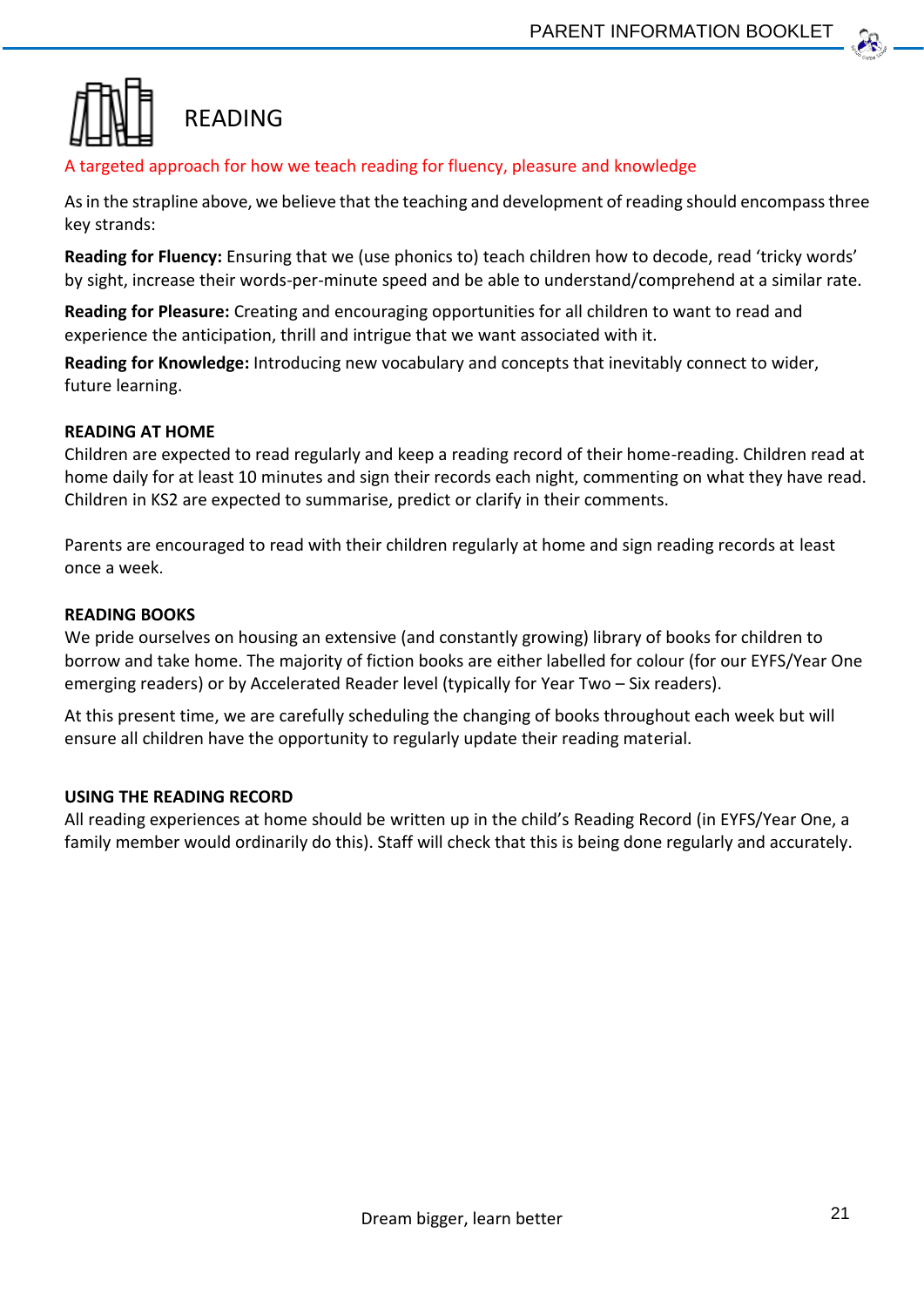# READING

A targeted approach for how we teach reading for fluency, pleasure and knowledge

As in the strapline above, we believe that the teaching and development of reading should encompass three key strands:

**Reading for Fluency:** Ensuring that we (use phonics to) teach children how to decode, read 'tricky words' by sight, increase their words-per-minute speed and be able to understand/comprehend at a similar rate.

**Reading for Pleasure:** Creating and encouraging opportunities for all children to want to read and experience the anticipation, thrill and intrigue that we want associated with it.

**Reading for Knowledge:** Introducing new vocabulary and concepts that inevitably connect to wider, future learning.

**READING AT HOME**

Children are expected to read regularly and keep a reading record of their home-reading. Children read at home daily for at least 10 minutes and sign their records each night, commenting on what they have read. Children in KS2 are expected to summarise, predict or clarify in their comments.

Parents are encouraged to read with their children regularly at home and sign reading records at least once a week.

**READING BOOKS**

We pride ourselves on housing an extensive (and constantly growing) library of books for children to borrow and take home. The majority of fiction books are either labelled for colour (for our EYFS/Year One emerging readers) or by Accelerated Reader level (typically for Year Two – Six readers).

At this present time, we are carefully scheduling the changing of books throughout each week but will ensure all children have the opportunity to regularly update their reading material.

**USING THE READING RECORD**

All reading experiences at home should be written up in the child's Reading Record (in EYFS/Year One, a family member would ordinarily do this). Staff will check that this is being done regularly and accurately.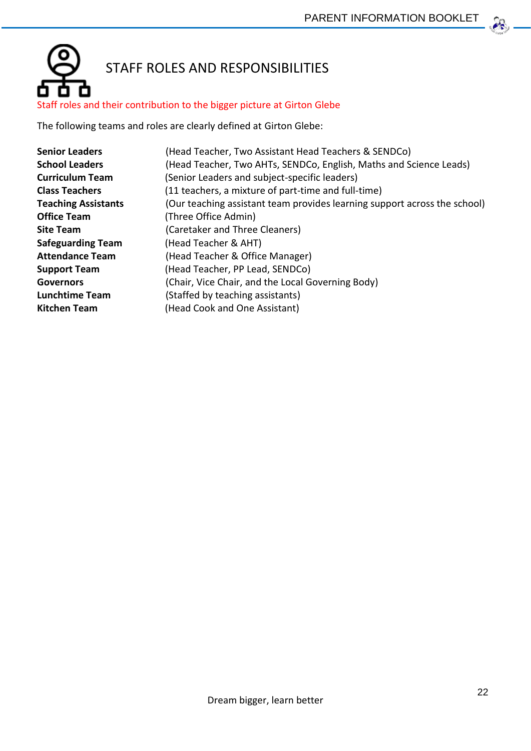# STAFF ROLES AND RESPONSIBILITIES

Staff roles and their contribution to the bigger picture at Girton Glebe

The following teams and roles are clearly defined at Girton Glebe:

| | |
|---|---|
| **Senior Leaders** | (Head Teacher, Two Assistant Head Teachers & SENDCo) |
| **School Leaders** | (Head Teacher, Two AHTs, SENDCo, English, Maths and Science Leads) |
| **Curriculum Team** | (Senior Leaders and subject-specific leaders) |
| **Class Teachers** | (11 teachers, a mixture of part-time and full-time) |
| **Teaching Assistants** | (Our teaching assistant team provides learning support across the school) |
| **Office Team** | (Three Office Admin) |
| **Site Team** | (Caretaker and Three Cleaners) |
| **Safeguarding Team** | (Head Teacher & AHT) |
| **Attendance Team** | (Head Teacher & Office Manager) |
| **Support Team** | (Head Teacher, PP Lead, SENDCo) |
| **Governors** | (Chair, Vice Chair, and the Local Governing Body) |
| **Lunchtime Team** | (Staffed by teaching assistants) |
| **Kitchen Team** | (Head Cook and One Assistant) |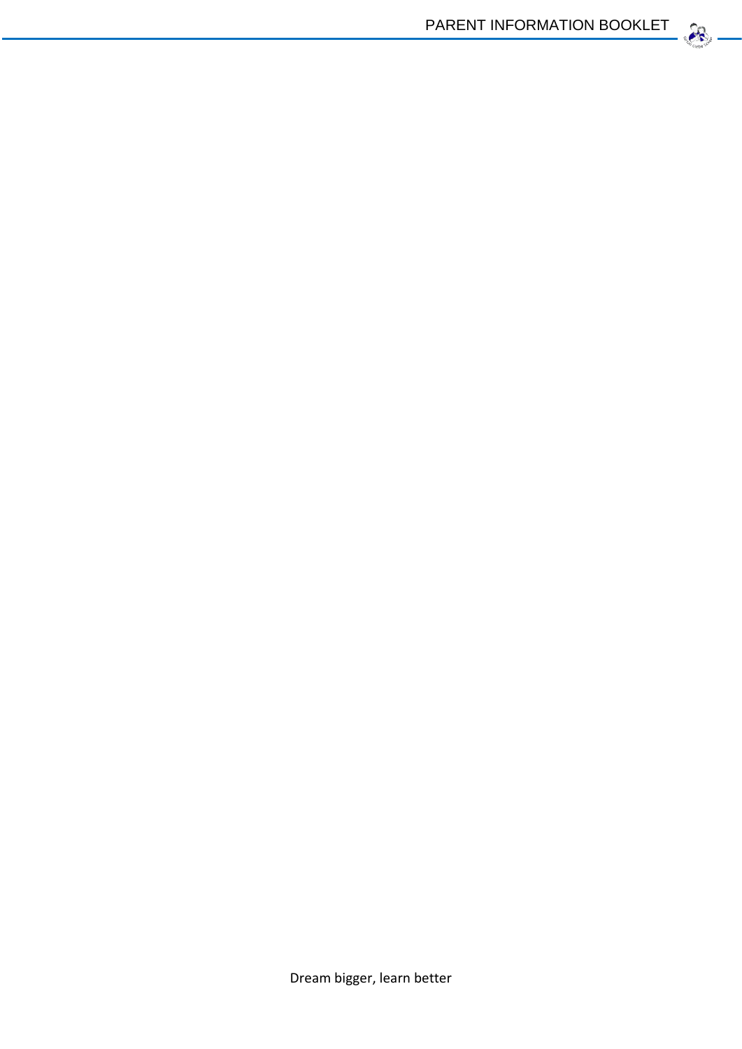Dream bigger, learn better